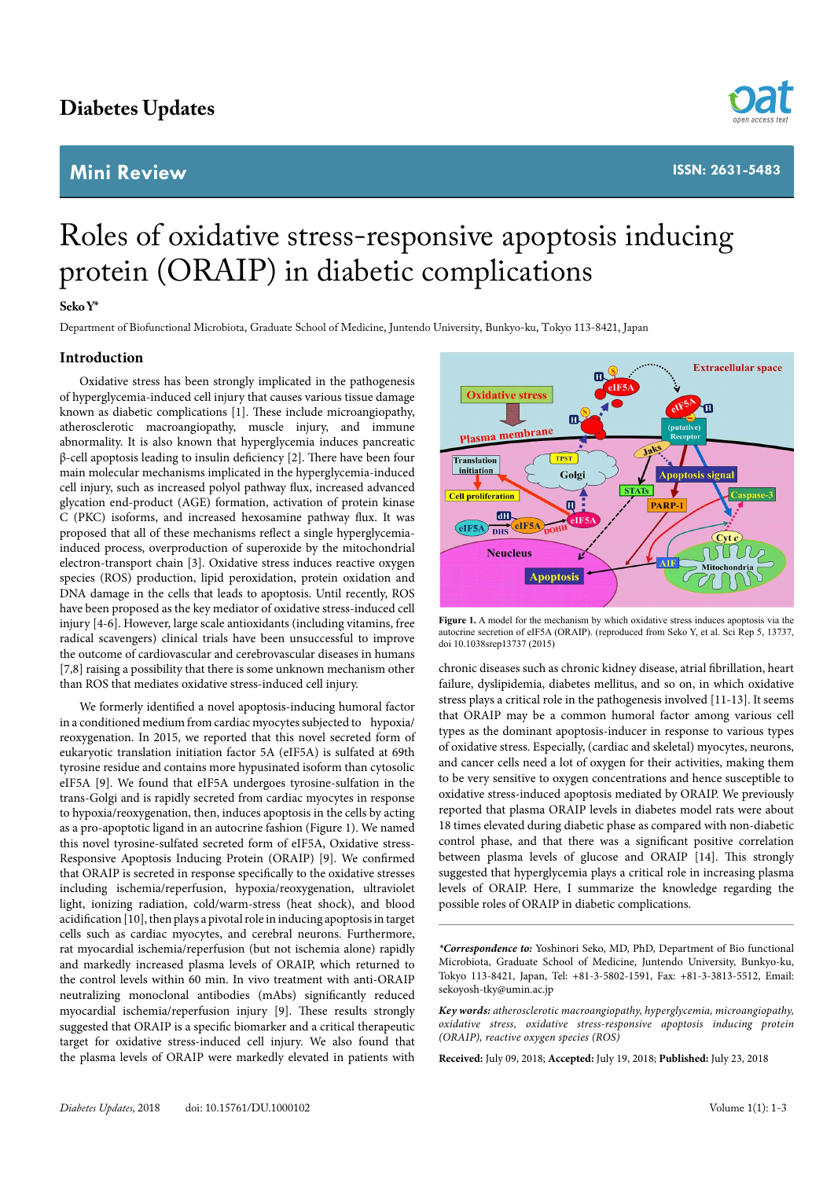Diabetes Updates

**Mini Review**

ISSN: 2631-5483

# Roles of oxidative stress-responsive apoptosis inducing protein (ORAIP) in diabetic complications

**Seko Y***

Department of Biofunctional Microbiota, Graduate School of Medicine, Juntendo University, Bunkyo-ku, Tokyo 113-8421, Japan

## Introduction

Oxidative stress has been strongly implicated in the pathogenesis of hyperglycemia-induced cell injury that causes various tissue damage known as diabetic complications [1]. These include microangiopathy, atherosclerotic macroangiopathy, muscle injury, and immune abnormality. It is also known that hyperglycemia induces pancreatic β-cell apoptosis leading to insulin deficiency [2]. There have been four main molecular mechanisms implicated in the hyperglycemia-induced cell injury, such as increased polyol pathway flux, increased advanced glycation end-product (AGE) formation, activation of protein kinase C (PKC) isoforms, and increased hexosamine pathway flux. It was proposed that all of these mechanisms reflect a single hyperglycemia-induced process, overproduction of superoxide by the mitochondrial electron-transport chain [3]. Oxidative stress induces reactive oxygen species (ROS) production, lipid peroxidation, protein oxidation and DNA damage in the cells that leads to apoptosis. Until recently, ROS have been proposed as the key mediator of oxidative stress-induced cell injury [4-6]. However, large scale antioxidants (including vitamins, free radical scavengers) clinical trials have been unsuccessful to improve the outcome of cardiovascular and cerebrovascular diseases in humans [7,8] raising a possibility that there is some unknown mechanism other than ROS that mediates oxidative stress-induced cell injury.

We formerly identified a novel apoptosis-inducing humoral factor in a conditioned medium from cardiac myocytes subjected to hypoxia/reoxygenation. In 2015, we reported that this novel secreted form of eukaryotic translation initiation factor 5A (eIF5A) is sulfated at 69th tyrosine residue and contains more hypusinated isoform than cytosolic eIF5A [9]. We found that eIF5A undergoes tyrosine-sulfation in the trans-Golgi and is rapidly secreted from cardiac myocytes in response to hypoxia/reoxygenation, then, induces apoptosis in the cells by acting as a pro-apoptotic ligand in an autocrine fashion (Figure 1). We named this novel tyrosine-sulfated secreted form of eIF5A, Oxidative stress-Responsive Apoptosis Inducing Protein (ORAIP) [9]. We confirmed that ORAIP is secreted in response specifically to the oxidative stresses including ischemia/reperfusion, hypoxia/reoxygenation, ultraviolet light, ionizing radiation, cold/warm-stress (heat shock), and blood acidification [10], then plays a pivotal role in inducing apoptosis in target cells such as cardiac myocytes, and cerebral neurons. Furthermore, rat myocardial ischemia/reperfusion (but not ischemia alone) rapidly and markedly increased plasma levels of ORAIP, which returned to the control levels within 60 min. In vivo treatment with anti-ORAIP neutralizing monoclonal antibodies (mAbs) significantly reduced myocardial ischemia/reperfusion injury [9]. These results strongly suggested that ORAIP is a specific biomarker and a critical therapeutic target for oxidative stress-induced cell injury. We also found that the plasma levels of ORAIP were markedly elevated in patients with

**Figure 1.** A model for the mechanism by which oxidative stress induces apoptosis via the autocrine secretion of eIF5A (ORAIP). (reproduced from Seko Y, et al. Sci Rep 5, 13737, doi 10.1038srep13737 (2015)

chronic diseases such as chronic kidney disease, atrial fibrillation, heart failure, dyslipidemia, diabetes mellitus, and so on, in which oxidative stress plays a critical role in the pathogenesis involved [11-13]. It seems that ORAIP may be a common humoral factor among various cell types as the dominant apoptosis-inducer in response to various types of oxidative stress. Especially, (cardiac and skeletal) myocytes, neurons, and cancer cells need a lot of oxygen for their activities, making them to be very sensitive to oxygen concentrations and hence susceptible to oxidative stress-induced apoptosis mediated by ORAIP. We previously reported that plasma ORAIP levels in diabetes model rats were about 18 times elevated during diabetic phase as compared with non-diabetic control phase, and that there was a significant positive correlation between plasma levels of glucose and ORAIP [14]. This strongly suggested that hyperglycemia plays a critical role in increasing plasma levels of ORAIP. Here, I summarize the knowledge regarding the possible roles of ORAIP in diabetic complications.

***Correspondence to:*** Yoshinori Seko, MD, PhD, Department of Bio functional Microbiota, Graduate School of Medicine, Juntendo University, Bunkyo-ku, Tokyo 113-8421, Japan, Tel: +81-3-5802-1591, Fax: +81-3-3813-5512, Email: sekoyosh-tky@umin.ac.jp

***Key words:*** *atherosclerotic macroangiopathy, hyperglycemia, microangiopathy, oxidative stress, oxidative stress-responsive apoptosis inducing protein (ORAIP), reactive oxygen species (ROS)*

**Received:** July 09, 2018; **Accepted:** July 19, 2018; **Published:** July 23, 2018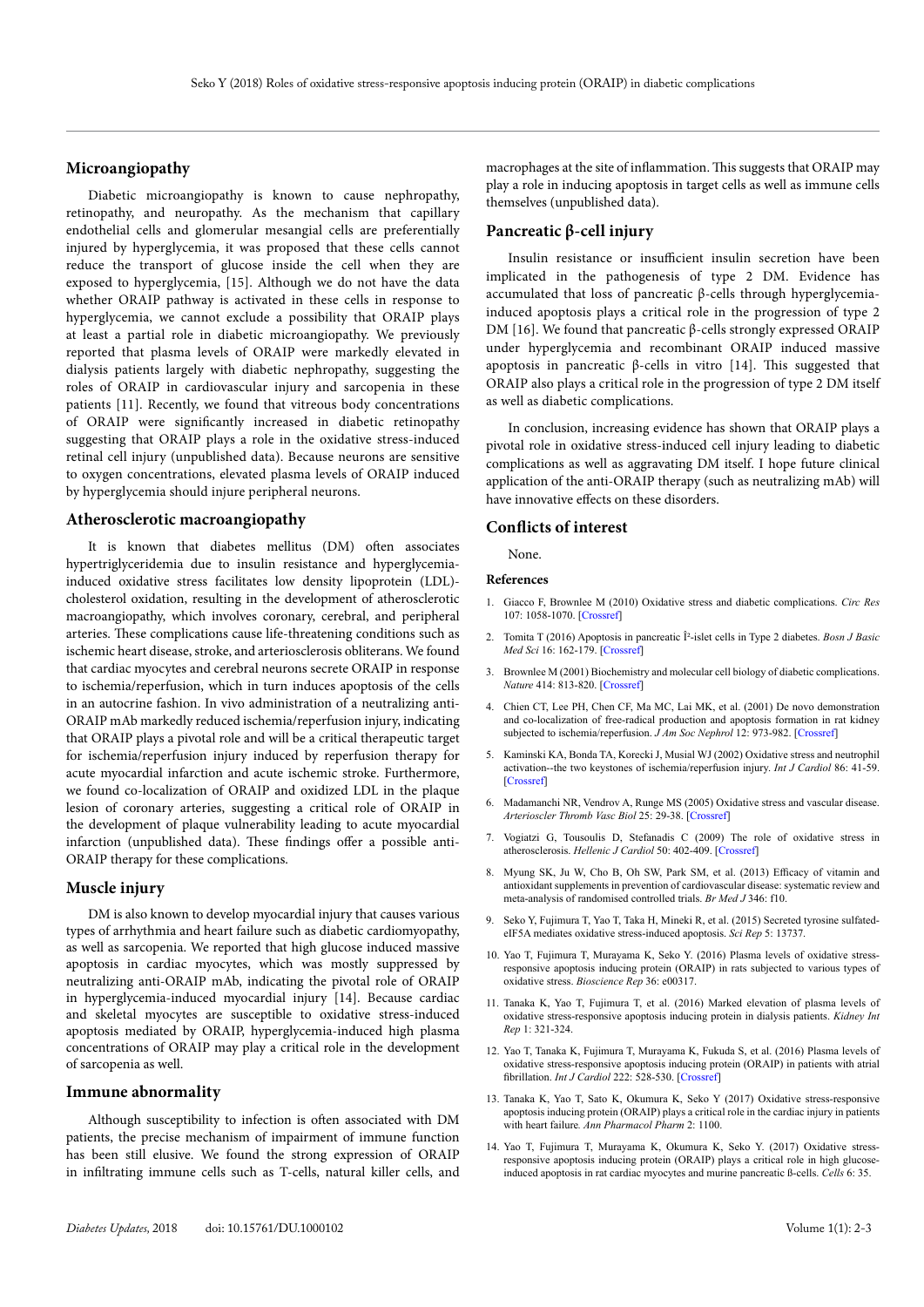## Microangiopathy

Diabetic microangiopathy is known to cause nephropathy, retinopathy, and neuropathy. As the mechanism that capillary endothelial cells and glomerular mesangial cells are preferentially injured by hyperglycemia, it was proposed that these cells cannot reduce the transport of glucose inside the cell when they are exposed to hyperglycemia, [15]. Although we do not have the data whether ORAIP pathway is activated in these cells in response to hyperglycemia, we cannot exclude a possibility that ORAIP plays at least a partial role in diabetic microangiopathy. We previously reported that plasma levels of ORAIP were markedly elevated in dialysis patients largely with diabetic nephropathy, suggesting the roles of ORAIP in cardiovascular injury and sarcopenia in these patients [11]. Recently, we found that vitreous body concentrations of ORAIP were significantly increased in diabetic retinopathy suggesting that ORAIP plays a role in the oxidative stress-induced retinal cell injury (unpublished data). Because neurons are sensitive to oxygen concentrations, elevated plasma levels of ORAIP induced by hyperglycemia should injure peripheral neurons.

## Atherosclerotic macroangiopathy

It is known that diabetes mellitus (DM) often associates hypertriglyceridemia due to insulin resistance and hyperglycemia-induced oxidative stress facilitates low density lipoprotein (LDL)-cholesterol oxidation, resulting in the development of atherosclerotic macroangiopathy, which involves coronary, cerebral, and peripheral arteries. These complications cause life-threatening conditions such as ischemic heart disease, stroke, and arteriosclerosis obliterans. We found that cardiac myocytes and cerebral neurons secrete ORAIP in response to ischemia/reperfusion, which in turn induces apoptosis of the cells in an autocrine fashion. In vivo administration of a neutralizing anti-ORAIP mAb markedly reduced ischemia/reperfusion injury, indicating that ORAIP plays a pivotal role and will be a critical therapeutic target for ischemia/reperfusion injury induced by reperfusion therapy for acute myocardial infarction and acute ischemic stroke. Furthermore, we found co-localization of ORAIP and oxidized LDL in the plaque lesion of coronary arteries, suggesting a critical role of ORAIP in the development of plaque vulnerability leading to acute myocardial infarction (unpublished data). These findings offer a possible anti-ORAIP therapy for these complications.

## Muscle injury

DM is also known to develop myocardial injury that causes various types of arrhythmia and heart failure such as diabetic cardiomyopathy, as well as sarcopenia. We reported that high glucose induced massive apoptosis in cardiac myocytes, which was mostly suppressed by neutralizing anti-ORAIP mAb, indicating the pivotal role of ORAIP in hyperglycemia-induced myocardial injury [14]. Because cardiac and skeletal myocytes are susceptible to oxidative stress-induced apoptosis mediated by ORAIP, hyperglycemia-induced high plasma concentrations of ORAIP may play a critical role in the development of sarcopenia as well.

## Immune abnormality

Although susceptibility to infection is often associated with DM patients, the precise mechanism of impairment of immune function has been still elusive. We found the strong expression of ORAIP in infiltrating immune cells such as T-cells, natural killer cells, and macrophages at the site of inflammation. This suggests that ORAIP may play a role in inducing apoptosis in target cells as well as immune cells themselves (unpublished data).

## Pancreatic β-cell injury

Insulin resistance or insufficient insulin secretion have been implicated in the pathogenesis of type 2 DM. Evidence has accumulated that loss of pancreatic β-cells through hyperglycemia-induced apoptosis plays a critical role in the progression of type 2 DM [16]. We found that pancreatic β-cells strongly expressed ORAIP under hyperglycemia and recombinant ORAIP induced massive apoptosis in pancreatic β-cells in vitro [14]. This suggested that ORAIP also plays a critical role in the progression of type 2 DM itself as well as diabetic complications.

In conclusion, increasing evidence has shown that ORAIP plays a pivotal role in oxidative stress-induced cell injury leading to diabetic complications as well as aggravating DM itself. I hope future clinical application of the anti-ORAIP therapy (such as neutralizing mAb) will have innovative effects on these disorders.

## Conflicts of interest

None.

### References

1. Giacco F, Brownlee M (2010) Oxidative stress and diabetic complications. *Circ Res* 107: 1058-1070. [Crossref]
2. Tomita T (2016) Apoptosis in pancreatic Î²-islet cells in Type 2 diabetes. *Bosn J Basic Med Sci* 16: 162-179. [Crossref]
3. Brownlee M (2001) Biochemistry and molecular cell biology of diabetic complications. *Nature* 414: 813-820. [Crossref]
4. Chien CT, Lee PH, Chen CF, Ma MC, Lai MK, et al. (2001) De novo demonstration and co-localization of free-radical production and apoptosis formation in rat kidney subjected to ischemia/reperfusion. *J Am Soc Nephrol* 12: 973-982. [Crossref]
5. Kaminski KA, Bonda TA, Korecki J, Musial WJ (2002) Oxidative stress and neutrophil activation--the two keystones of ischemia/reperfusion injury. *Int J Cardiol* 86: 41-59. [Crossref]
6. Madamanchi NR, Vendrov A, Runge MS (2005) Oxidative stress and vascular disease. *Arterioscler Thromb Vasc Biol* 25: 29-38. [Crossref]
7. Vogiatzi G, Tousoulis D, Stefanadis C (2009) The role of oxidative stress in atherosclerosis. *Hellenic J Cardiol* 50: 402-409. [Crossref]
8. Myung SK, Ju W, Cho B, Oh SW, Park SM, et al. (2013) Efficacy of vitamin and antioxidant supplements in prevention of cardiovascular disease: systematic review and meta-analysis of randomised controlled trials. *Br Med J* 346: f10.
9. Seko Y, Fujimura T, Yao T, Taka H, Mineki R, et al. (2015) Secreted tyrosine sulfated-eIF5A mediates oxidative stress-induced apoptosis. *Sci Rep* 5: 13737.
10. Yao T, Fujimura T, Murayama K, Seko Y. (2016) Plasma levels of oxidative stress-responsive apoptosis inducing protein (ORAIP) in rats subjected to various types of oxidative stress. *Bioscience Rep* 36: e00317.
11. Tanaka K, Yao T, Fujimura T, et al. (2016) Marked elevation of plasma levels of oxidative stress-responsive apoptosis inducing protein in dialysis patients. *Kidney Int Rep* 1: 321-324.
12. Yao T, Tanaka K, Fujimura T, Murayama K, Fukuda S, et al. (2016) Plasma levels of oxidative stress-responsive apoptosis inducing protein (ORAIP) in patients with atrial fibrillation. *Int J Cardiol* 222: 528-530. [Crossref]
13. Tanaka K, Yao T, Sato K, Okumura K, Seko Y (2017) Oxidative stress-responsive apoptosis inducing protein (ORAIP) plays a critical role in the cardiac injury in patients with heart failure. *Ann Pharmacol Pharm* 2: 1100.
14. Yao T, Fujimura T, Murayama K, Okumura K, Seko Y. (2017) Oxidative stress-responsive apoptosis inducing protein (ORAIP) plays a critical role in high glucose-induced apoptosis in rat cardiac myocytes and murine pancreatic ß-cells. *Cells* 6: 35.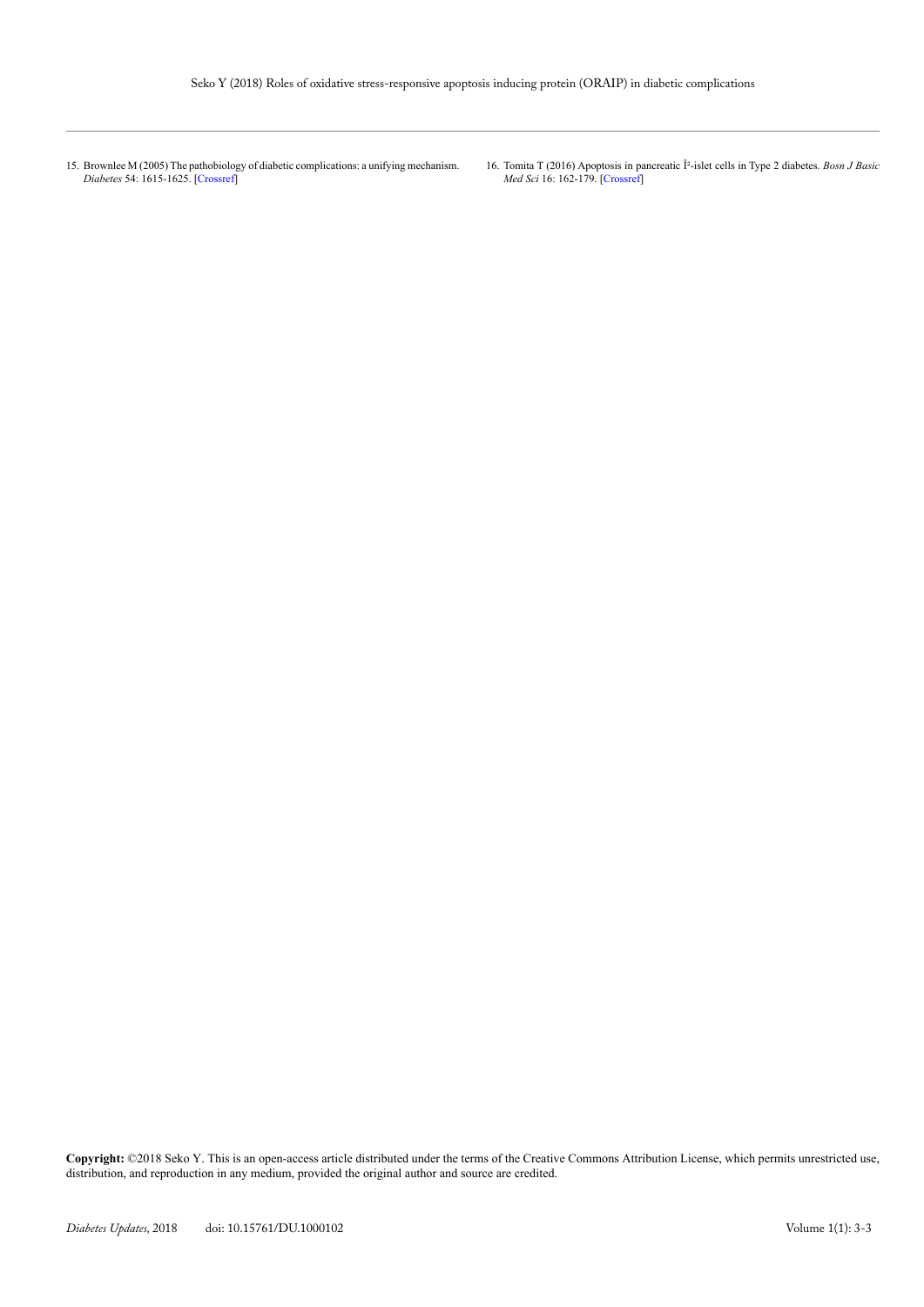15. Brownlee M (2005) The pathobiology of diabetic complications: a unifying mechanism. *Diabetes* 54: 1615-1625. [Crossref]

16. Tomita T (2016) Apoptosis in pancreatic Î²-islet cells in Type 2 diabetes. *Bosn J Basic Med Sci* 16: 162-179. [Crossref]

**Copyright:** ©2018 Seko Y. This is an open-access article distributed under the terms of the Creative Commons Attribution License, which permits unrestricted use, distribution, and reproduction in any medium, provided the original author and source are credited.